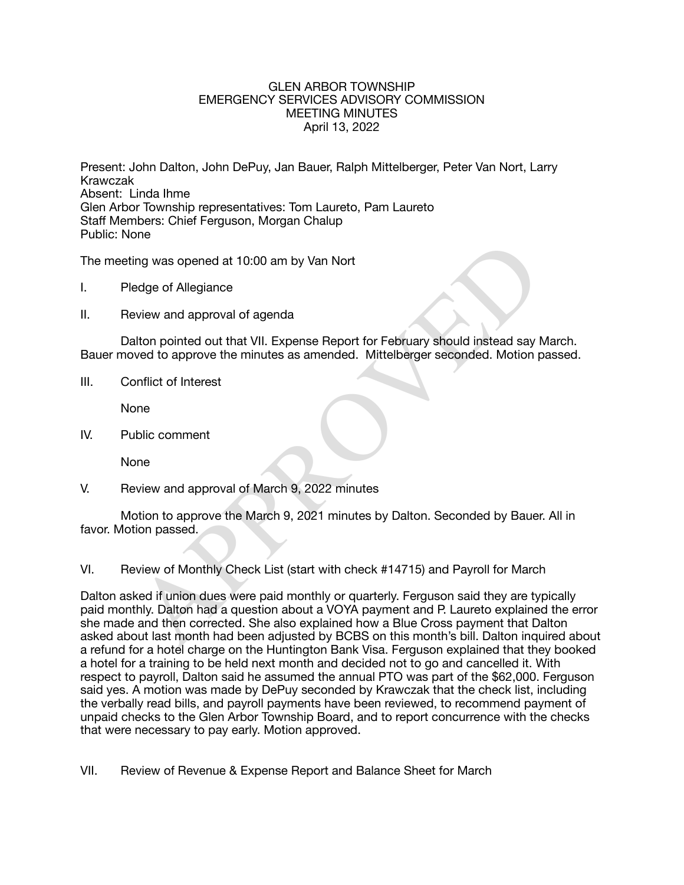# GLEN ARBOR TOWNSHIP
## EMERGENCY SERVICES ADVISORY COMMISSION
## MEETING MINUTES
April 13, 2022

Present: John Dalton, John DePuy, Jan Bauer, Ralph Mittelberger, Peter Van Nort, Larry Krawczak
Absent: Linda Ihme
Glen Arbor Township representatives: Tom Laureto, Pam Laureto
Staff Members: Chief Ferguson, Morgan Chalup
Public: None

The meeting was opened at 10:00 am by Van Nort

I. Pledge of Allegiance

II. Review and approval of agenda

Dalton pointed out that VII. Expense Report for February should instead say March. Bauer moved to approve the minutes as amended. Mittelberger seconded. Motion passed.

III. Conflict of Interest

None

IV. Public comment

None

V. Review and approval of March 9, 2022 minutes

Motion to approve the March 9, 2021 minutes by Dalton. Seconded by Bauer. All in favor. Motion passed.

VI. Review of Monthly Check List (start with check #14715) and Payroll for March

Dalton asked if union dues were paid monthly or quarterly. Ferguson said they are typically paid monthly. Dalton had a question about a VOYA payment and P. Laureto explained the error she made and then corrected. She also explained how a Blue Cross payment that Dalton asked about last month had been adjusted by BCBS on this month's bill. Dalton inquired about a refund for a hotel charge on the Huntington Bank Visa. Ferguson explained that they booked a hotel for a training to be held next month and decided not to go and cancelled it. With respect to payroll, Dalton said he assumed the annual PTO was part of the $62,000. Ferguson said yes. A motion was made by DePuy seconded by Krawczak that the check list, including the verbally read bills, and payroll payments have been reviewed, to recommend payment of unpaid checks to the Glen Arbor Township Board, and to report concurrence with the checks that were necessary to pay early. Motion approved.

VII. Review of Revenue & Expense Report and Balance Sheet for March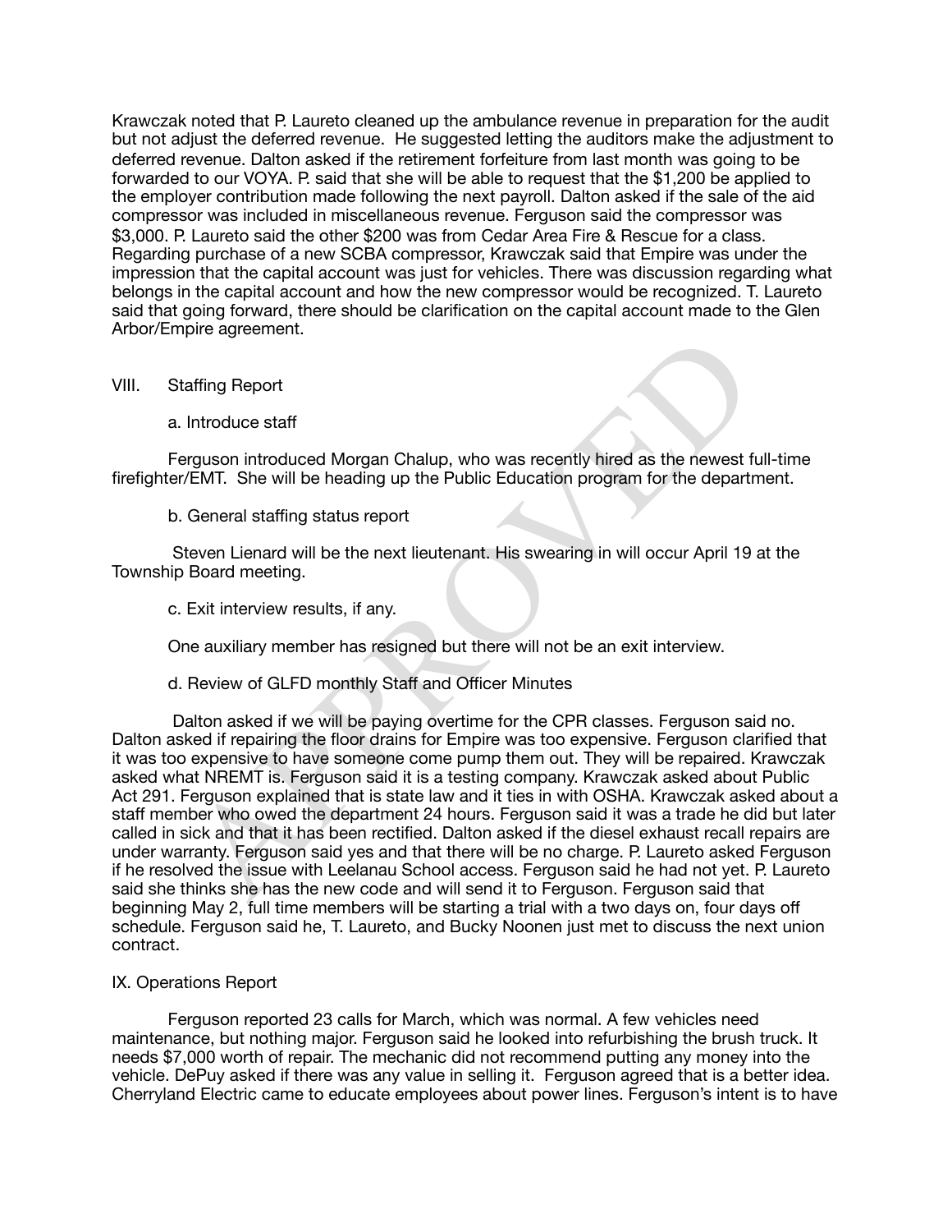Krawczak noted that P. Laureto cleaned up the ambulance revenue in preparation for the audit but not adjust the deferred revenue. He suggested letting the auditors make the adjustment to deferred revenue. Dalton asked if the retirement forfeiture from last month was going to be forwarded to our VOYA. P. said that she will be able to request that the $1,200 be applied to the employer contribution made following the next payroll. Dalton asked if the sale of the aid compressor was included in miscellaneous revenue. Ferguson said the compressor was $3,000. P. Laureto said the other $200 was from Cedar Area Fire & Rescue for a class. Regarding purchase of a new SCBA compressor, Krawczak said that Empire was under the impression that the capital account was just for vehicles. There was discussion regarding what belongs in the capital account and how the new compressor would be recognized. T. Laureto said that going forward, there should be clarification on the capital account made to the Glen Arbor/Empire agreement.

## VIII. Staffing Report

a. Introduce staff

Ferguson introduced Morgan Chalup, who was recently hired as the newest full-time firefighter/EMT. She will be heading up the Public Education program for the department.

b. General staffing status report

Steven Lienard will be the next lieutenant. His swearing in will occur April 19 at the Township Board meeting.

c. Exit interview results, if any.

One auxiliary member has resigned but there will not be an exit interview.

d. Review of GLFD monthly Staff and Officer Minutes

Dalton asked if we will be paying overtime for the CPR classes. Ferguson said no. Dalton asked if repairing the floor drains for Empire was too expensive. Ferguson clarified that it was too expensive to have someone come pump them out. They will be repaired. Krawczak asked what NREMT is. Ferguson said it is a testing company. Krawczak asked about Public Act 291. Ferguson explained that is state law and it ties in with OSHA. Krawczak asked about a staff member who owed the department 24 hours. Ferguson said it was a trade he did but later called in sick and that it has been rectified. Dalton asked if the diesel exhaust recall repairs are under warranty. Ferguson said yes and that there will be no charge. P. Laureto asked Ferguson if he resolved the issue with Leelanau School access. Ferguson said he had not yet. P. Laureto said she thinks she has the new code and will send it to Ferguson. Ferguson said that beginning May 2, full time members will be starting a trial with a two days on, four days off schedule. Ferguson said he, T. Laureto, and Bucky Noonen just met to discuss the next union contract.

## IX. Operations Report

Ferguson reported 23 calls for March, which was normal. A few vehicles need maintenance, but nothing major. Ferguson said he looked into refurbishing the brush truck. It needs $7,000 worth of repair. The mechanic did not recommend putting any money into the vehicle. DePuy asked if there was any value in selling it. Ferguson agreed that is a better idea. Cherryland Electric came to educate employees about power lines. Ferguson's intent is to have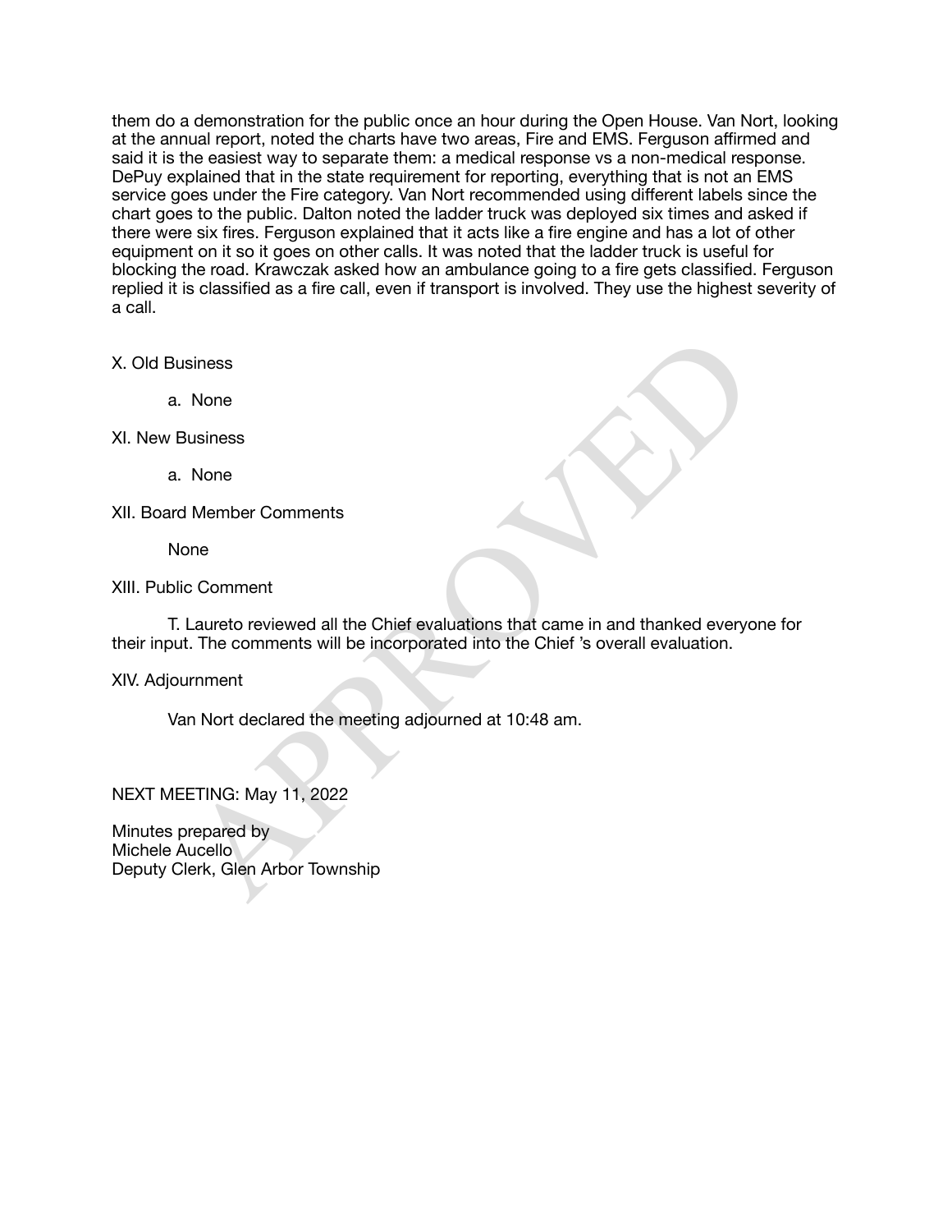them do a demonstration for the public once an hour during the Open House. Van Nort, looking at the annual report, noted the charts have two areas, Fire and EMS. Ferguson affirmed and said it is the easiest way to separate them: a medical response vs a non-medical response. DePuy explained that in the state requirement for reporting, everything that is not an EMS service goes under the Fire category. Van Nort recommended using different labels since the chart goes to the public. Dalton noted the ladder truck was deployed six times and asked if there were six fires. Ferguson explained that it acts like a fire engine and has a lot of other equipment on it so it goes on other calls. It was noted that the ladder truck is useful for blocking the road. Krawczak asked how an ambulance going to a fire gets classified. Ferguson replied it is classified as a fire call, even if transport is involved. They use the highest severity of a call.

X. Old Business

a. None

XI. New Business

a. None

XII. Board Member Comments

None

XIII. Public Comment

T. Laureto reviewed all the Chief evaluations that came in and thanked everyone for their input. The comments will be incorporated into the Chief 's overall evaluation.

XIV. Adjournment

Van Nort declared the meeting adjourned at 10:48 am.

NEXT MEETING: May 11, 2022

Minutes prepared by
Michele Aucello
Deputy Clerk, Glen Arbor Township